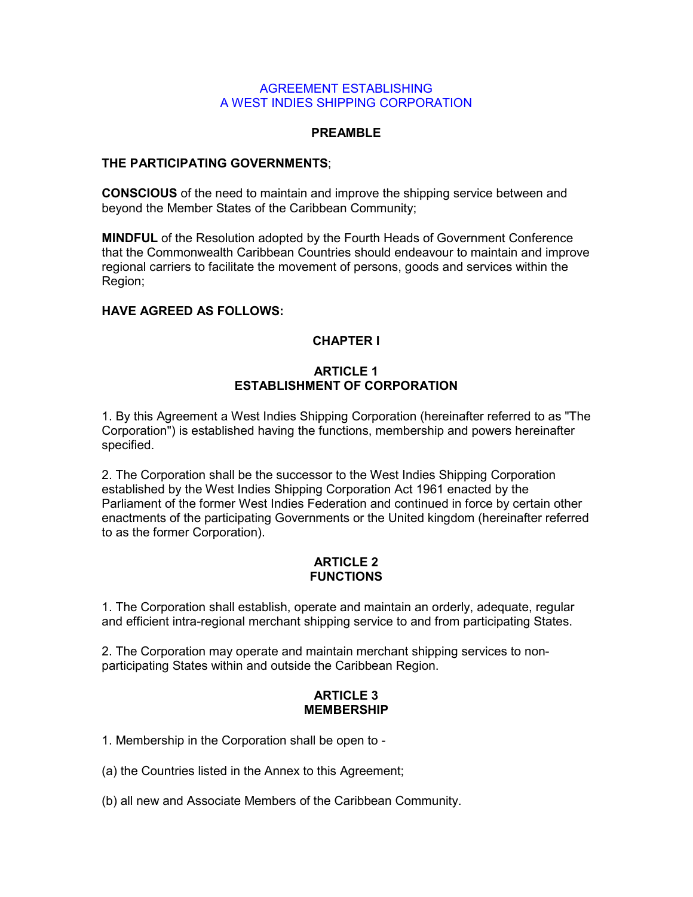# AGREEMENT ESTABLISHING A WEST INDIES SHIPPING CORPORATION

## PREAMBLE

**THE PARTICIPATING GOVERNMENTS**;

**CONSCIOUS** of the need to maintain and improve the shipping service between and beyond the Member States of the Caribbean Community;

**MINDFUL** of the Resolution adopted by the Fourth Heads of Government Conference that the Commonwealth Caribbean Countries should endeavour to maintain and improve regional carriers to facilitate the movement of persons, goods and services within the Region;

**HAVE AGREED AS FOLLOWS:**

## CHAPTER I

### ARTICLE 1
### ESTABLISHMENT OF CORPORATION

1. By this Agreement a West Indies Shipping Corporation (hereinafter referred to as "The Corporation") is established having the functions, membership and powers hereinafter specified.

2. The Corporation shall be the successor to the West Indies Shipping Corporation established by the West Indies Shipping Corporation Act 1961 enacted by the Parliament of the former West Indies Federation and continued in force by certain other enactments of the participating Governments or the United kingdom (hereinafter referred to as the former Corporation).

### ARTICLE 2
### FUNCTIONS

1. The Corporation shall establish, operate and maintain an orderly, adequate, regular and efficient intra-regional merchant shipping service to and from participating States.

2. The Corporation may operate and maintain merchant shipping services to non-participating States within and outside the Caribbean Region.

### ARTICLE 3
### MEMBERSHIP

1. Membership in the Corporation shall be open to -

(a) the Countries listed in the Annex to this Agreement;

(b) all new and Associate Members of the Caribbean Community.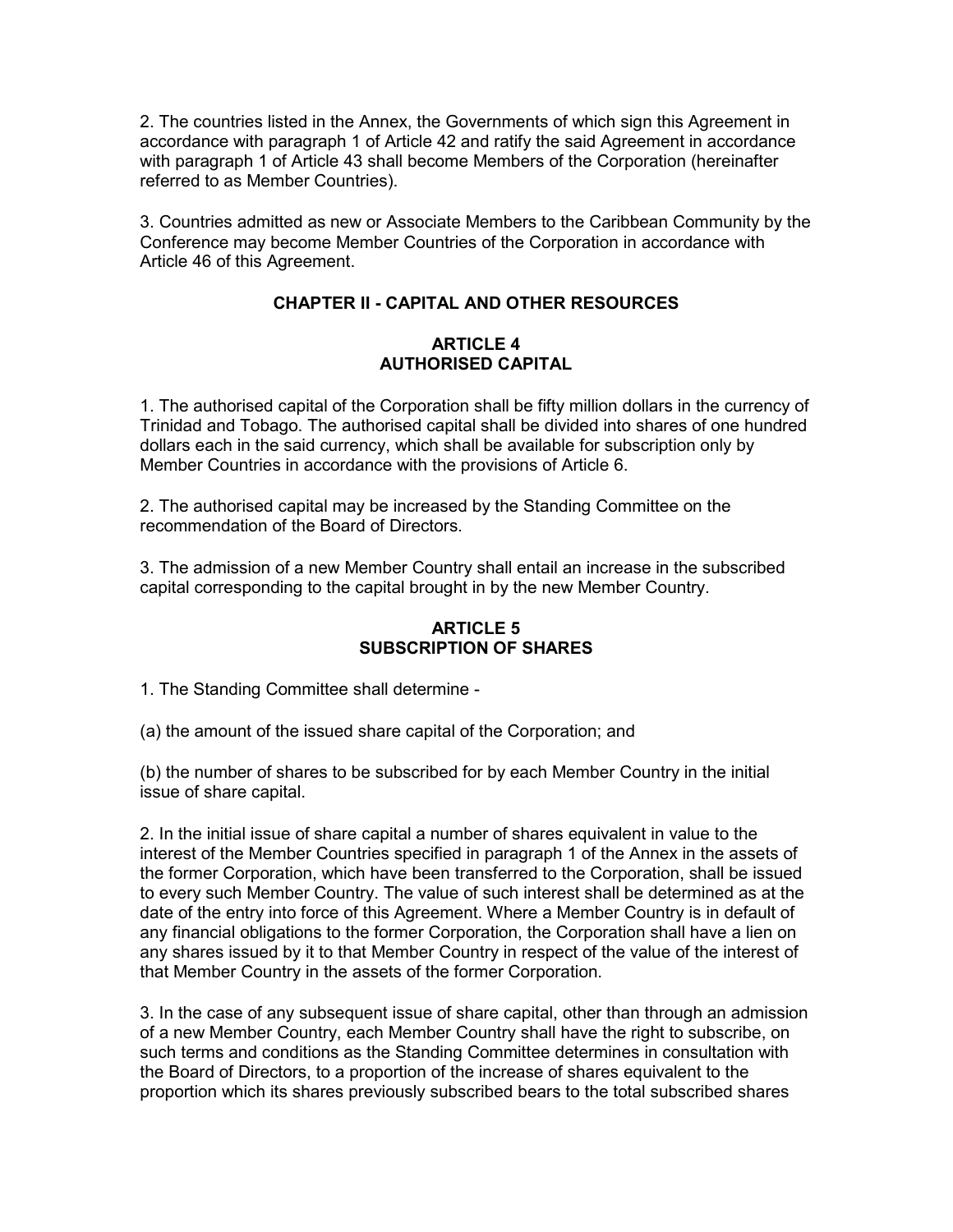2. The countries listed in the Annex, the Governments of which sign this Agreement in accordance with paragraph 1 of Article 42 and ratify the said Agreement in accordance with paragraph 1 of Article 43 shall become Members of the Corporation (hereinafter referred to as Member Countries).

3. Countries admitted as new or Associate Members to the Caribbean Community by the Conference may become Member Countries of the Corporation in accordance with Article 46 of this Agreement.

## CHAPTER II - CAPITAL AND OTHER RESOURCES

### ARTICLE 4
### AUTHORISED CAPITAL

1. The authorised capital of the Corporation shall be fifty million dollars in the currency of Trinidad and Tobago. The authorised capital shall be divided into shares of one hundred dollars each in the said currency, which shall be available for subscription only by Member Countries in accordance with the provisions of Article 6.

2. The authorised capital may be increased by the Standing Committee on the recommendation of the Board of Directors.

3. The admission of a new Member Country shall entail an increase in the subscribed capital corresponding to the capital brought in by the new Member Country.

### ARTICLE 5
### SUBSCRIPTION OF SHARES

1. The Standing Committee shall determine -

(a) the amount of the issued share capital of the Corporation; and

(b) the number of shares to be subscribed for by each Member Country in the initial issue of share capital.

2. In the initial issue of share capital a number of shares equivalent in value to the interest of the Member Countries specified in paragraph 1 of the Annex in the assets of the former Corporation, which have been transferred to the Corporation, shall be issued to every such Member Country. The value of such interest shall be determined as at the date of the entry into force of this Agreement. Where a Member Country is in default of any financial obligations to the former Corporation, the Corporation shall have a lien on any shares issued by it to that Member Country in respect of the value of the interest of that Member Country in the assets of the former Corporation.

3. In the case of any subsequent issue of share capital, other than through an admission of a new Member Country, each Member Country shall have the right to subscribe, on such terms and conditions as the Standing Committee determines in consultation with the Board of Directors, to a proportion of the increase of shares equivalent to the proportion which its shares previously subscribed bears to the total subscribed shares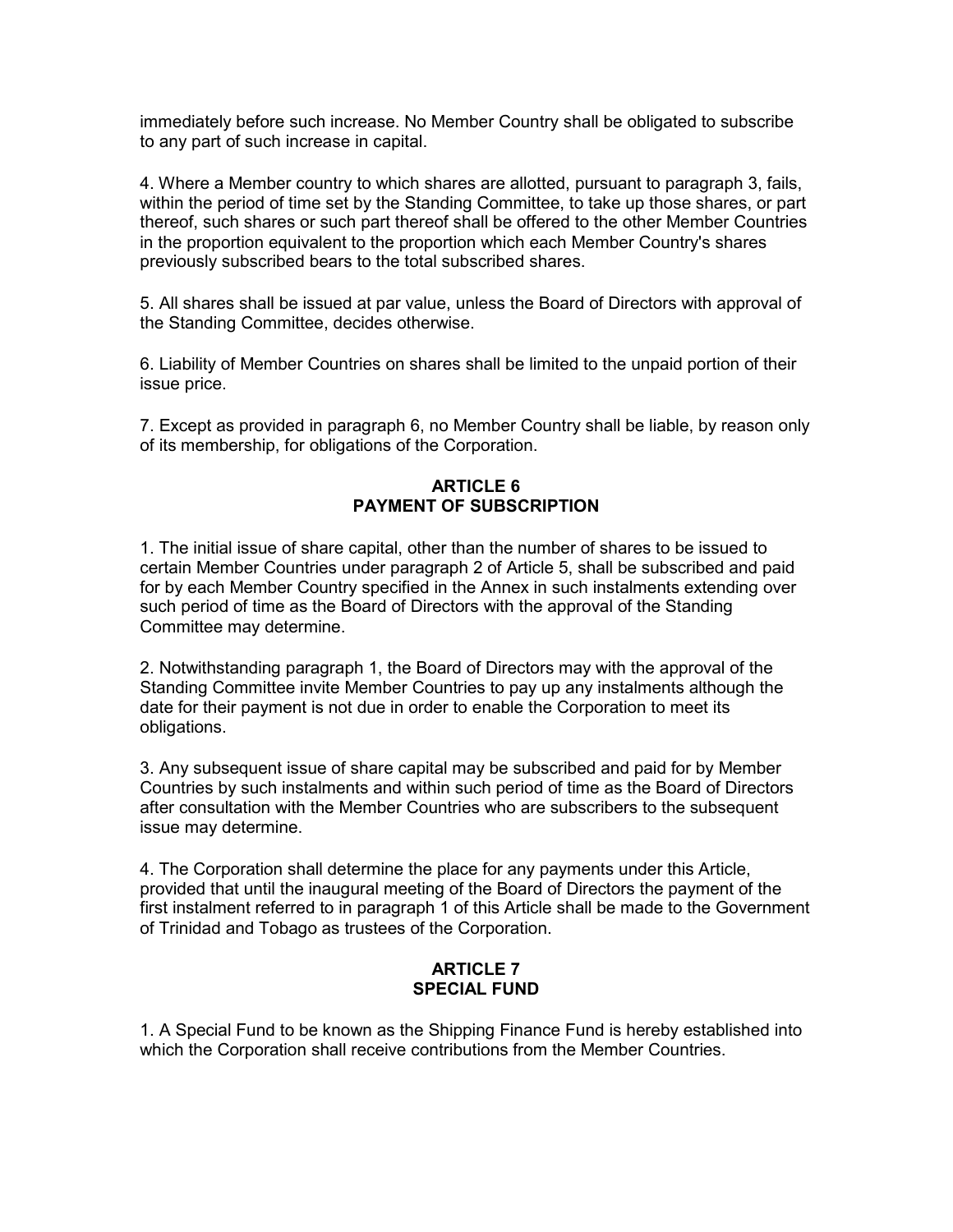immediately before such increase. No Member Country shall be obligated to subscribe to any part of such increase in capital.

4. Where a Member country to which shares are allotted, pursuant to paragraph 3, fails, within the period of time set by the Standing Committee, to take up those shares, or part thereof, such shares or such part thereof shall be offered to the other Member Countries in the proportion equivalent to the proportion which each Member Country's shares previously subscribed bears to the total subscribed shares.

5. All shares shall be issued at par value, unless the Board of Directors with approval of the Standing Committee, decides otherwise.

6. Liability of Member Countries on shares shall be limited to the unpaid portion of their issue price.

7. Except as provided in paragraph 6, no Member Country shall be liable, by reason only of its membership, for obligations of the Corporation.

## ARTICLE 6
## PAYMENT OF SUBSCRIPTION

1. The initial issue of share capital, other than the number of shares to be issued to certain Member Countries under paragraph 2 of Article 5, shall be subscribed and paid for by each Member Country specified in the Annex in such instalments extending over such period of time as the Board of Directors with the approval of the Standing Committee may determine.

2. Notwithstanding paragraph 1, the Board of Directors may with the approval of the Standing Committee invite Member Countries to pay up any instalments although the date for their payment is not due in order to enable the Corporation to meet its obligations.

3. Any subsequent issue of share capital may be subscribed and paid for by Member Countries by such instalments and within such period of time as the Board of Directors after consultation with the Member Countries who are subscribers to the subsequent issue may determine.

4. The Corporation shall determine the place for any payments under this Article, provided that until the inaugural meeting of the Board of Directors the payment of the first instalment referred to in paragraph 1 of this Article shall be made to the Government of Trinidad and Tobago as trustees of the Corporation.

## ARTICLE 7
## SPECIAL FUND

1. A Special Fund to be known as the Shipping Finance Fund is hereby established into which the Corporation shall receive contributions from the Member Countries.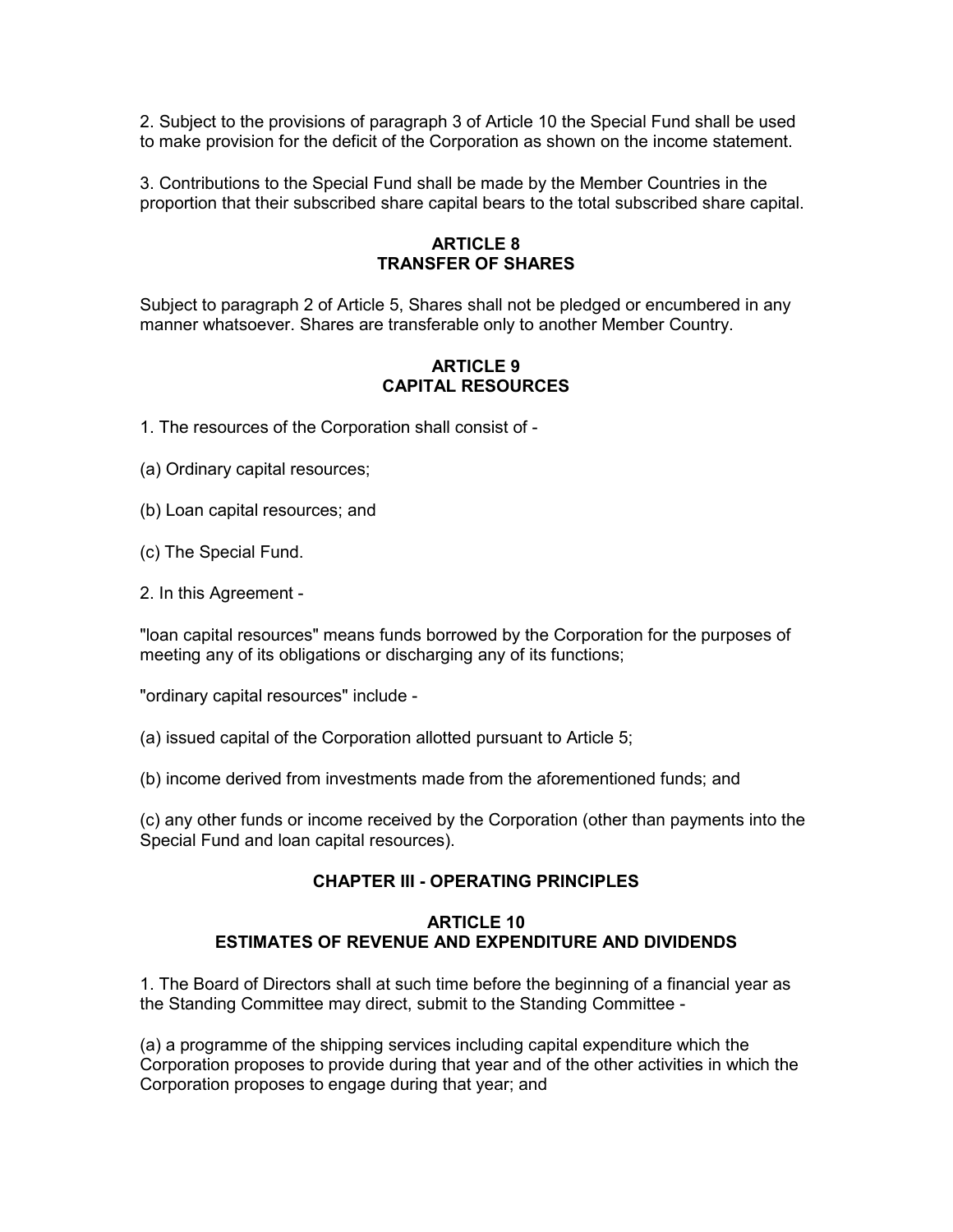2. Subject to the provisions of paragraph 3 of Article 10 the Special Fund shall be used to make provision for the deficit of the Corporation as shown on the income statement.

3. Contributions to the Special Fund shall be made by the Member Countries in the proportion that their subscribed share capital bears to the total subscribed share capital.

### ARTICLE 8
### TRANSFER OF SHARES

Subject to paragraph 2 of Article 5, Shares shall not be pledged or encumbered in any manner whatsoever. Shares are transferable only to another Member Country.

### ARTICLE 9
### CAPITAL RESOURCES

1. The resources of the Corporation shall consist of -

(a) Ordinary capital resources;

(b) Loan capital resources; and

(c) The Special Fund.

2. In this Agreement -

"loan capital resources" means funds borrowed by the Corporation for the purposes of meeting any of its obligations or discharging any of its functions;

"ordinary capital resources" include -

(a) issued capital of the Corporation allotted pursuant to Article 5;

(b) income derived from investments made from the aforementioned funds; and

(c) any other funds or income received by the Corporation (other than payments into the Special Fund and loan capital resources).

## CHAPTER III - OPERATING PRINCIPLES

### ARTICLE 10
### ESTIMATES OF REVENUE AND EXPENDITURE AND DIVIDENDS

1. The Board of Directors shall at such time before the beginning of a financial year as the Standing Committee may direct, submit to the Standing Committee -

(a) a programme of the shipping services including capital expenditure which the Corporation proposes to provide during that year and of the other activities in which the Corporation proposes to engage during that year; and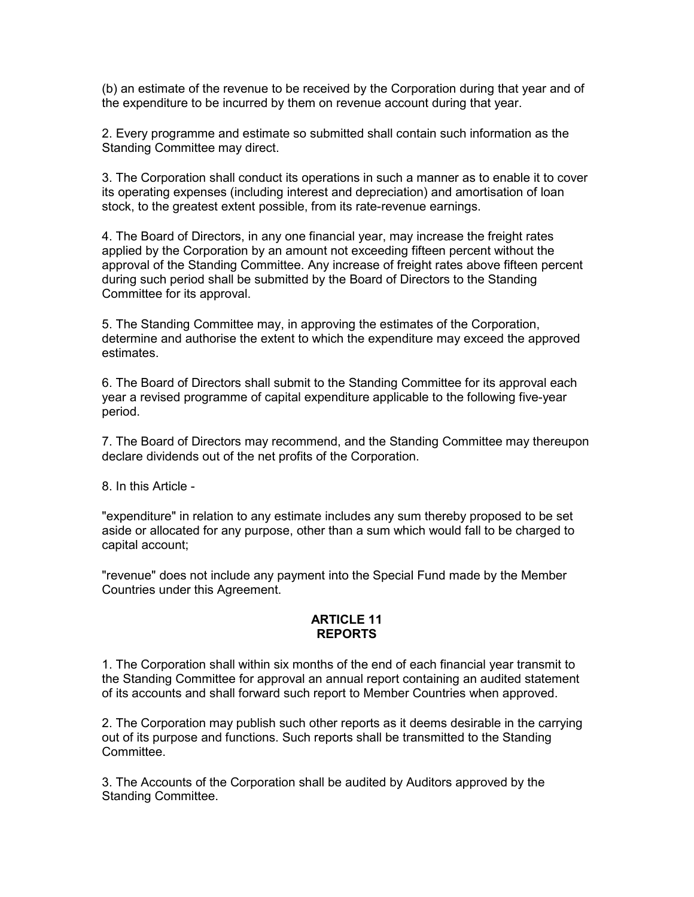(b) an estimate of the revenue to be received by the Corporation during that year and of the expenditure to be incurred by them on revenue account during that year.

2. Every programme and estimate so submitted shall contain such information as the Standing Committee may direct.

3. The Corporation shall conduct its operations in such a manner as to enable it to cover its operating expenses (including interest and depreciation) and amortisation of loan stock, to the greatest extent possible, from its rate-revenue earnings.

4. The Board of Directors, in any one financial year, may increase the freight rates applied by the Corporation by an amount not exceeding fifteen percent without the approval of the Standing Committee. Any increase of freight rates above fifteen percent during such period shall be submitted by the Board of Directors to the Standing Committee for its approval.

5. The Standing Committee may, in approving the estimates of the Corporation, determine and authorise the extent to which the expenditure may exceed the approved estimates.

6. The Board of Directors shall submit to the Standing Committee for its approval each year a revised programme of capital expenditure applicable to the following five-year period.

7. The Board of Directors may recommend, and the Standing Committee may thereupon declare dividends out of the net profits of the Corporation.

8. In this Article -

"expenditure" in relation to any estimate includes any sum thereby proposed to be set aside or allocated for any purpose, other than a sum which would fall to be charged to capital account;

"revenue" does not include any payment into the Special Fund made by the Member Countries under this Agreement.

## ARTICLE 11
## REPORTS

1. The Corporation shall within six months of the end of each financial year transmit to the Standing Committee for approval an annual report containing an audited statement of its accounts and shall forward such report to Member Countries when approved.

2. The Corporation may publish such other reports as it deems desirable in the carrying out of its purpose and functions. Such reports shall be transmitted to the Standing Committee.

3. The Accounts of the Corporation shall be audited by Auditors approved by the Standing Committee.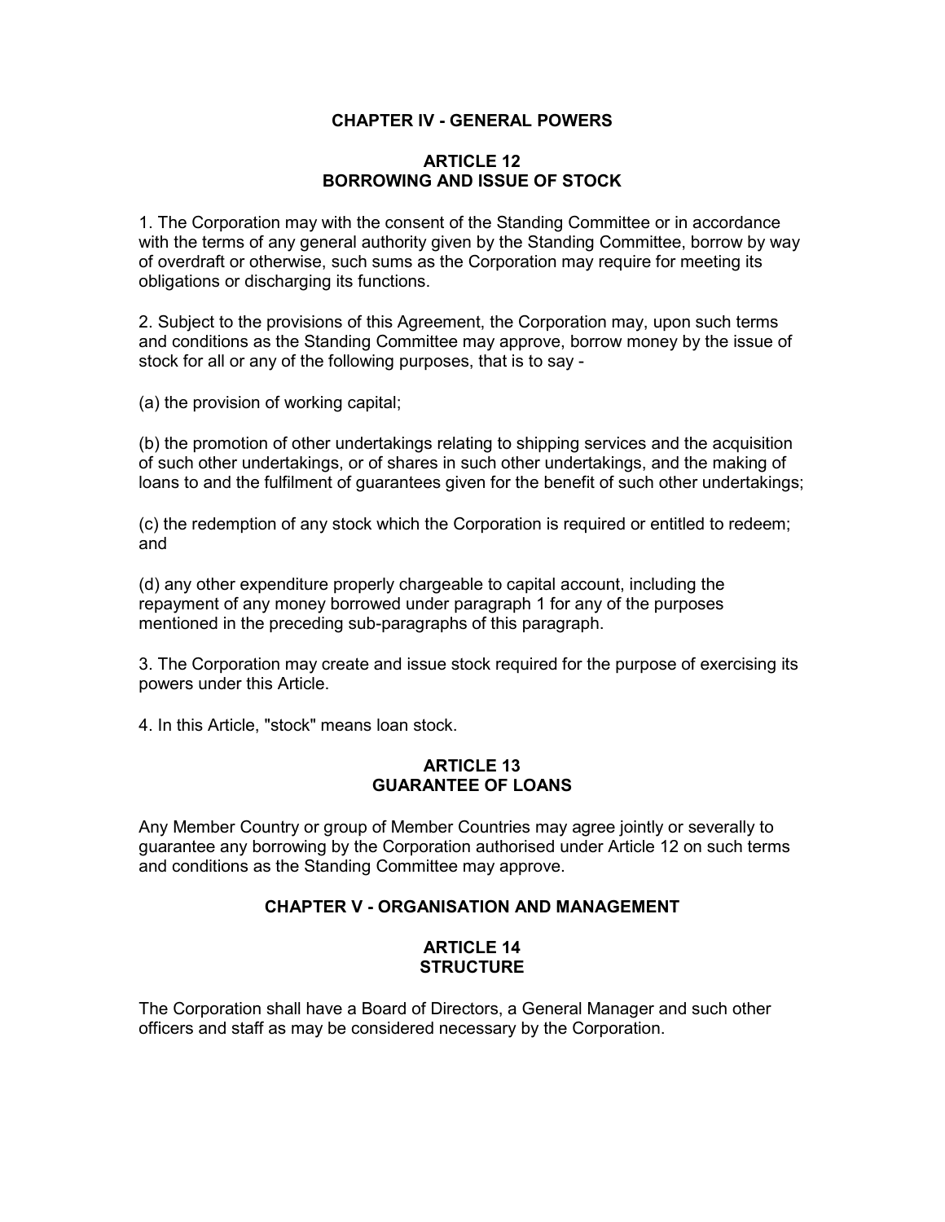## CHAPTER IV - GENERAL POWERS

### ARTICLE 12
### BORROWING AND ISSUE OF STOCK

1. The Corporation may with the consent of the Standing Committee or in accordance with the terms of any general authority given by the Standing Committee, borrow by way of overdraft or otherwise, such sums as the Corporation may require for meeting its obligations or discharging its functions.

2. Subject to the provisions of this Agreement, the Corporation may, upon such terms and conditions as the Standing Committee may approve, borrow money by the issue of stock for all or any of the following purposes, that is to say -

(a) the provision of working capital;

(b) the promotion of other undertakings relating to shipping services and the acquisition of such other undertakings, or of shares in such other undertakings, and the making of loans to and the fulfilment of guarantees given for the benefit of such other undertakings;

(c) the redemption of any stock which the Corporation is required or entitled to redeem; and

(d) any other expenditure properly chargeable to capital account, including the repayment of any money borrowed under paragraph 1 for any of the purposes mentioned in the preceding sub-paragraphs of this paragraph.

3. The Corporation may create and issue stock required for the purpose of exercising its powers under this Article.

4. In this Article, "stock" means loan stock.

### ARTICLE 13
### GUARANTEE OF LOANS

Any Member Country or group of Member Countries may agree jointly or severally to guarantee any borrowing by the Corporation authorised under Article 12 on such terms and conditions as the Standing Committee may approve.

## CHAPTER V - ORGANISATION AND MANAGEMENT

### ARTICLE 14
### STRUCTURE

The Corporation shall have a Board of Directors, a General Manager and such other officers and staff as may be considered necessary by the Corporation.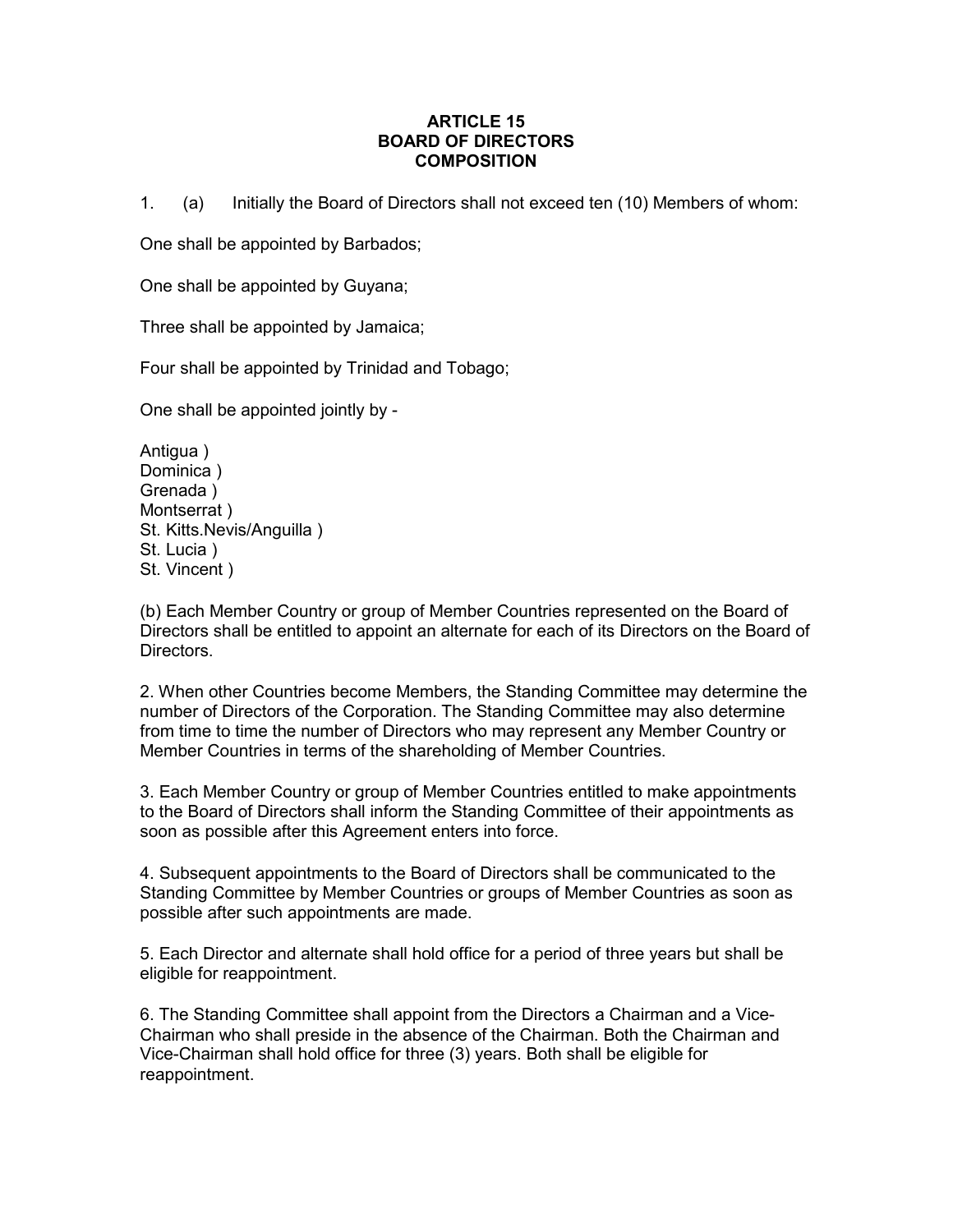# ARTICLE 15
## BOARD OF DIRECTORS
## COMPOSITION

1. (a) Initially the Board of Directors shall not exceed ten (10) Members of whom:

One shall be appointed by Barbados;

One shall be appointed by Guyana;

Three shall be appointed by Jamaica;

Four shall be appointed by Trinidad and Tobago;

One shall be appointed jointly by -

Antigua )
Dominica )
Grenada )
Montserrat )
St. Kitts.Nevis/Anguilla )
St. Lucia )
St. Vincent )

(b) Each Member Country or group of Member Countries represented on the Board of Directors shall be entitled to appoint an alternate for each of its Directors on the Board of Directors.

2. When other Countries become Members, the Standing Committee may determine the number of Directors of the Corporation. The Standing Committee may also determine from time to time the number of Directors who may represent any Member Country or Member Countries in terms of the shareholding of Member Countries.

3. Each Member Country or group of Member Countries entitled to make appointments to the Board of Directors shall inform the Standing Committee of their appointments as soon as possible after this Agreement enters into force.

4. Subsequent appointments to the Board of Directors shall be communicated to the Standing Committee by Member Countries or groups of Member Countries as soon as possible after such appointments are made.

5. Each Director and alternate shall hold office for a period of three years but shall be eligible for reappointment.

6. The Standing Committee shall appoint from the Directors a Chairman and a Vice-Chairman who shall preside in the absence of the Chairman. Both the Chairman and Vice-Chairman shall hold office for three (3) years. Both shall be eligible for reappointment.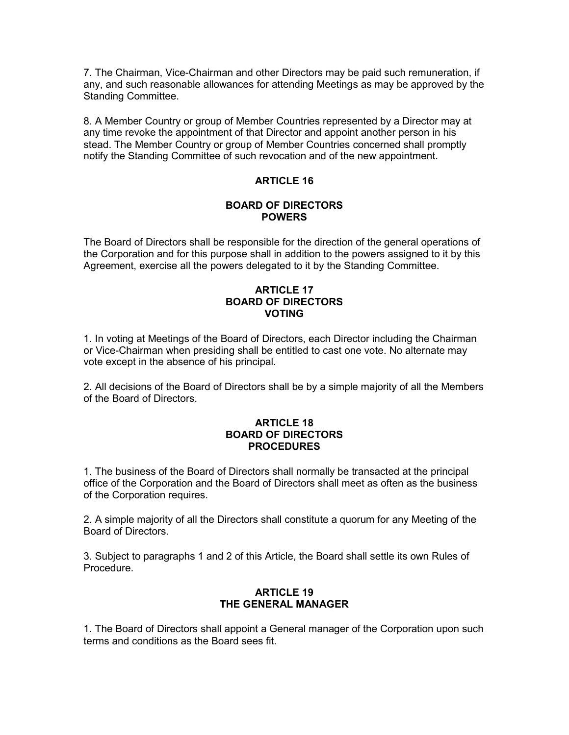7. The Chairman, Vice-Chairman and other Directors may be paid such remuneration, if any, and such reasonable allowances for attending Meetings as may be approved by the Standing Committee.

8. A Member Country or group of Member Countries represented by a Director may at any time revoke the appointment of that Director and appoint another person in his stead. The Member Country or group of Member Countries concerned shall promptly notify the Standing Committee of such revocation and of the new appointment.

## ARTICLE 16

## BOARD OF DIRECTORS
## POWERS

The Board of Directors shall be responsible for the direction of the general operations of the Corporation and for this purpose shall in addition to the powers assigned to it by this Agreement, exercise all the powers delegated to it by the Standing Committee.

## ARTICLE 17
## BOARD OF DIRECTORS
## VOTING

1. In voting at Meetings of the Board of Directors, each Director including the Chairman or Vice-Chairman when presiding shall be entitled to cast one vote. No alternate may vote except in the absence of his principal.

2. All decisions of the Board of Directors shall be by a simple majority of all the Members of the Board of Directors.

## ARTICLE 18
## BOARD OF DIRECTORS
## PROCEDURES

1. The business of the Board of Directors shall normally be transacted at the principal office of the Corporation and the Board of Directors shall meet as often as the business of the Corporation requires.

2. A simple majority of all the Directors shall constitute a quorum for any Meeting of the Board of Directors.

3. Subject to paragraphs 1 and 2 of this Article, the Board shall settle its own Rules of Procedure.

## ARTICLE 19
## THE GENERAL MANAGER

1. The Board of Directors shall appoint a General manager of the Corporation upon such terms and conditions as the Board sees fit.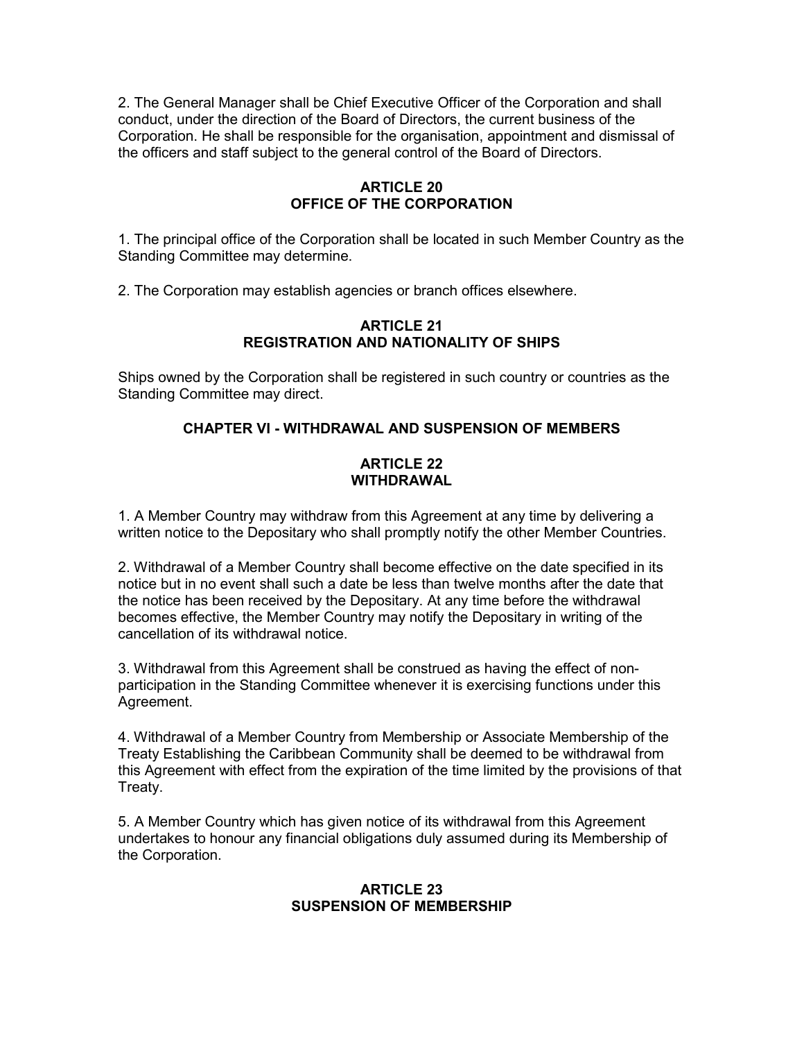2. The General Manager shall be Chief Executive Officer of the Corporation and shall conduct, under the direction of the Board of Directors, the current business of the Corporation. He shall be responsible for the organisation, appointment and dismissal of the officers and staff subject to the general control of the Board of Directors.

### ARTICLE 20
### OFFICE OF THE CORPORATION

1. The principal office of the Corporation shall be located in such Member Country as the Standing Committee may determine.

2. The Corporation may establish agencies or branch offices elsewhere.

### ARTICLE 21
### REGISTRATION AND NATIONALITY OF SHIPS

Ships owned by the Corporation shall be registered in such country or countries as the Standing Committee may direct.

## CHAPTER VI - WITHDRAWAL AND SUSPENSION OF MEMBERS

### ARTICLE 22
### WITHDRAWAL

1. A Member Country may withdraw from this Agreement at any time by delivering a written notice to the Depositary who shall promptly notify the other Member Countries.

2. Withdrawal of a Member Country shall become effective on the date specified in its notice but in no event shall such a date be less than twelve months after the date that the notice has been received by the Depositary. At any time before the withdrawal becomes effective, the Member Country may notify the Depositary in writing of the cancellation of its withdrawal notice.

3. Withdrawal from this Agreement shall be construed as having the effect of non-participation in the Standing Committee whenever it is exercising functions under this Agreement.

4. Withdrawal of a Member Country from Membership or Associate Membership of the Treaty Establishing the Caribbean Community shall be deemed to be withdrawal from this Agreement with effect from the expiration of the time limited by the provisions of that Treaty.

5. A Member Country which has given notice of its withdrawal from this Agreement undertakes to honour any financial obligations duly assumed during its Membership of the Corporation.

### ARTICLE 23
### SUSPENSION OF MEMBERSHIP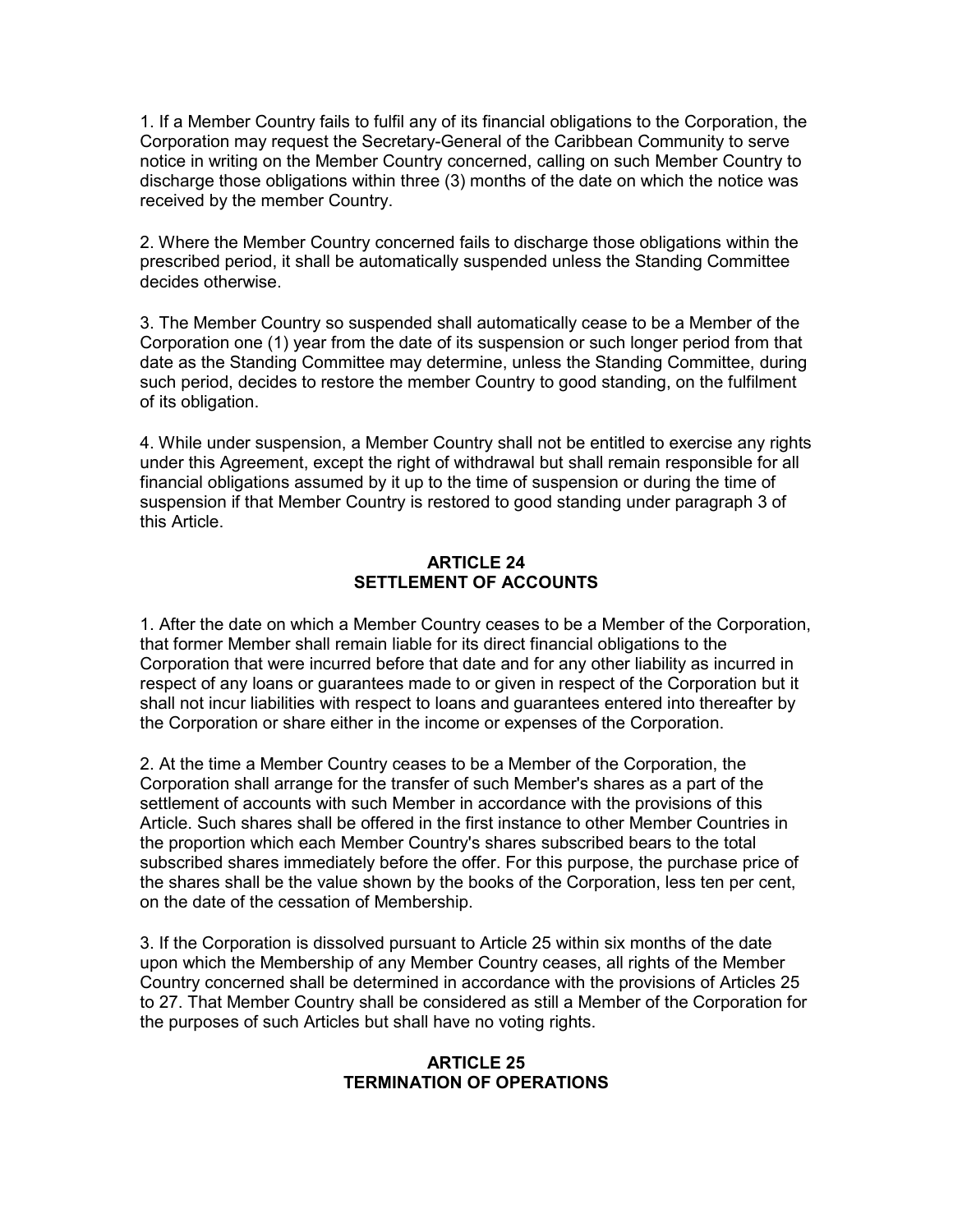1. If a Member Country fails to fulfil any of its financial obligations to the Corporation, the Corporation may request the Secretary-General of the Caribbean Community to serve notice in writing on the Member Country concerned, calling on such Member Country to discharge those obligations within three (3) months of the date on which the notice was received by the member Country.

2. Where the Member Country concerned fails to discharge those obligations within the prescribed period, it shall be automatically suspended unless the Standing Committee decides otherwise.

3. The Member Country so suspended shall automatically cease to be a Member of the Corporation one (1) year from the date of its suspension or such longer period from that date as the Standing Committee may determine, unless the Standing Committee, during such period, decides to restore the member Country to good standing, on the fulfilment of its obligation.

4. While under suspension, a Member Country shall not be entitled to exercise any rights under this Agreement, except the right of withdrawal but shall remain responsible for all financial obligations assumed by it up to the time of suspension or during the time of suspension if that Member Country is restored to good standing under paragraph 3 of this Article.

## ARTICLE 24
## SETTLEMENT OF ACCOUNTS

1. After the date on which a Member Country ceases to be a Member of the Corporation, that former Member shall remain liable for its direct financial obligations to the Corporation that were incurred before that date and for any other liability as incurred in respect of any loans or guarantees made to or given in respect of the Corporation but it shall not incur liabilities with respect to loans and guarantees entered into thereafter by the Corporation or share either in the income or expenses of the Corporation.

2. At the time a Member Country ceases to be a Member of the Corporation, the Corporation shall arrange for the transfer of such Member's shares as a part of the settlement of accounts with such Member in accordance with the provisions of this Article. Such shares shall be offered in the first instance to other Member Countries in the proportion which each Member Country's shares subscribed bears to the total subscribed shares immediately before the offer. For this purpose, the purchase price of the shares shall be the value shown by the books of the Corporation, less ten per cent, on the date of the cessation of Membership.

3. If the Corporation is dissolved pursuant to Article 25 within six months of the date upon which the Membership of any Member Country ceases, all rights of the Member Country concerned shall be determined in accordance with the provisions of Articles 25 to 27. That Member Country shall be considered as still a Member of the Corporation for the purposes of such Articles but shall have no voting rights.

## ARTICLE 25
## TERMINATION OF OPERATIONS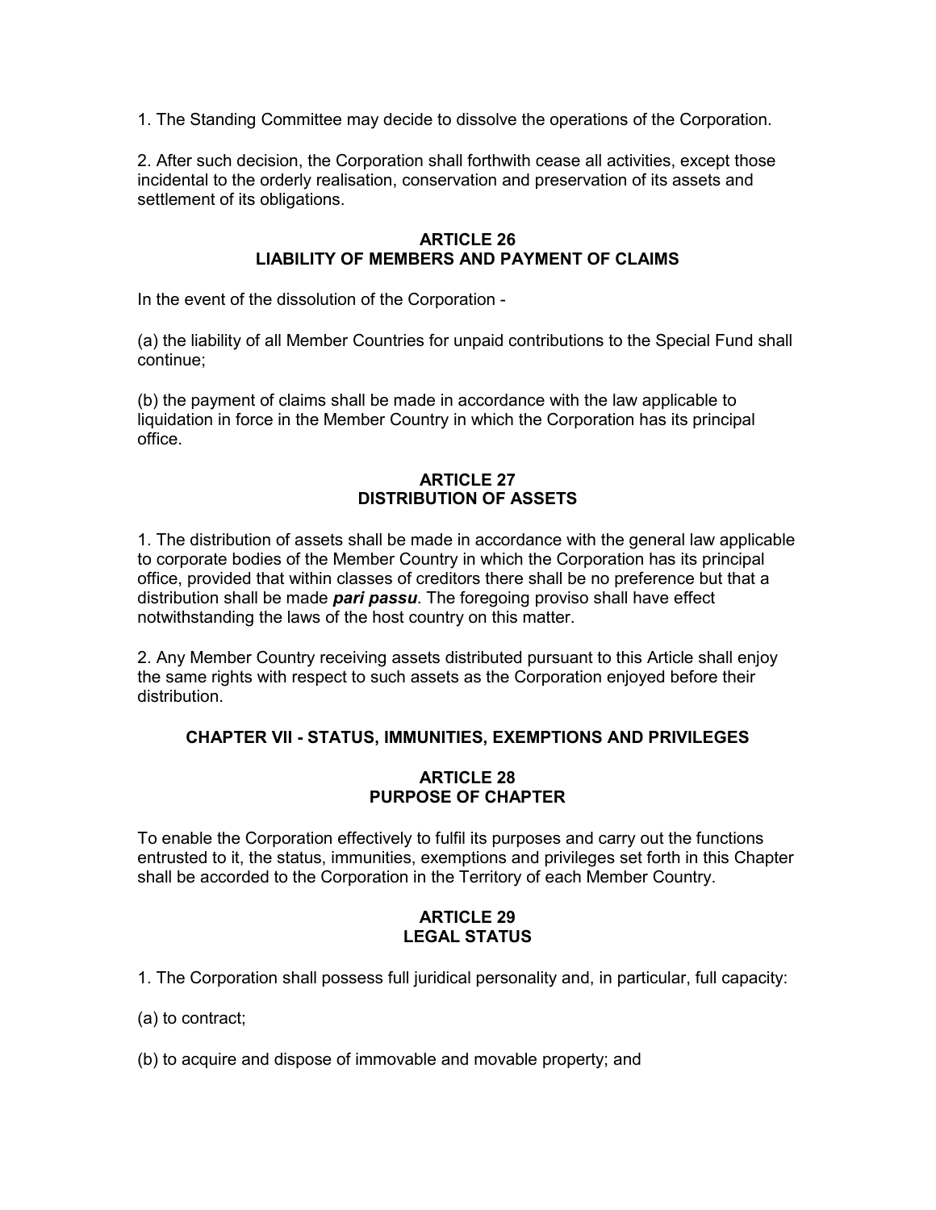1. The Standing Committee may decide to dissolve the operations of the Corporation.

2. After such decision, the Corporation shall forthwith cease all activities, except those incidental to the orderly realisation, conservation and preservation of its assets and settlement of its obligations.

### ARTICLE 26
### LIABILITY OF MEMBERS AND PAYMENT OF CLAIMS

In the event of the dissolution of the Corporation -

(a) the liability of all Member Countries for unpaid contributions to the Special Fund shall continue;

(b) the payment of claims shall be made in accordance with the law applicable to liquidation in force in the Member Country in which the Corporation has its principal office.

### ARTICLE 27
### DISTRIBUTION OF ASSETS

1. The distribution of assets shall be made in accordance with the general law applicable to corporate bodies of the Member Country in which the Corporation has its principal office, provided that within classes of creditors there shall be no preference but that a distribution shall be made ***pari passu***. The foregoing proviso shall have effect notwithstanding the laws of the host country on this matter.

2. Any Member Country receiving assets distributed pursuant to this Article shall enjoy the same rights with respect to such assets as the Corporation enjoyed before their distribution.

## CHAPTER VII - STATUS, IMMUNITIES, EXEMPTIONS AND PRIVILEGES

### ARTICLE 28
### PURPOSE OF CHAPTER

To enable the Corporation effectively to fulfil its purposes and carry out the functions entrusted to it, the status, immunities, exemptions and privileges set forth in this Chapter shall be accorded to the Corporation in the Territory of each Member Country.

### ARTICLE 29
### LEGAL STATUS

1. The Corporation shall possess full juridical personality and, in particular, full capacity:

(a) to contract;

(b) to acquire and dispose of immovable and movable property; and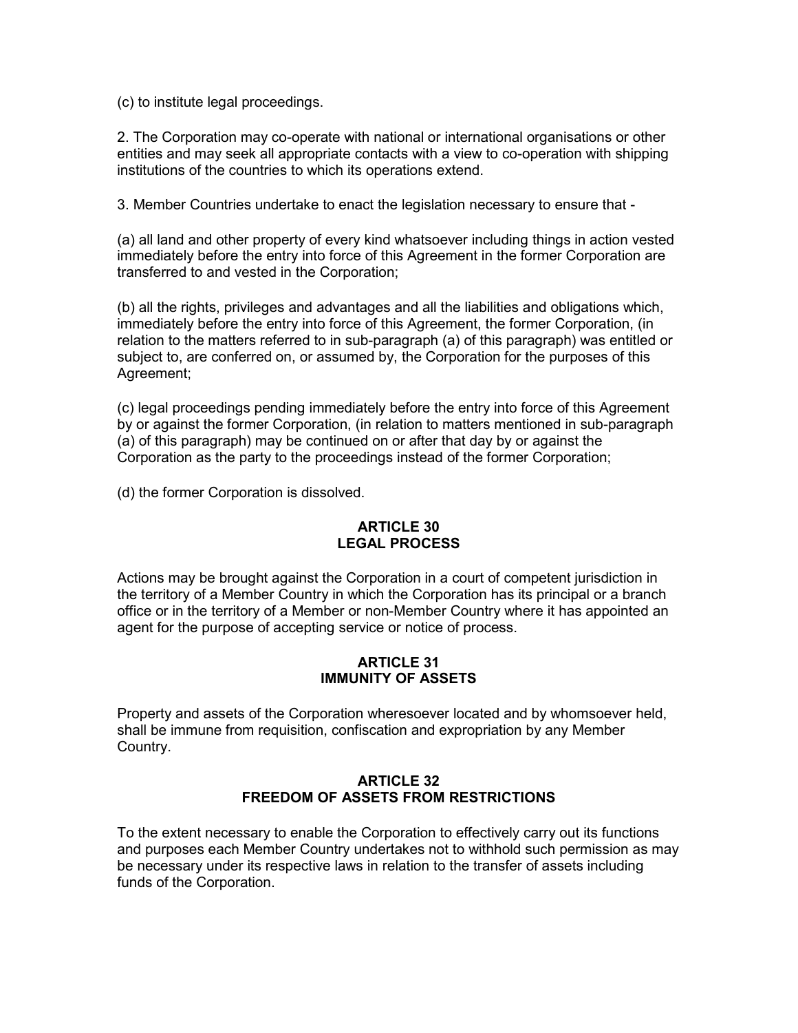(c) to institute legal proceedings.

2. The Corporation may co-operate with national or international organisations or other entities and may seek all appropriate contacts with a view to co-operation with shipping institutions of the countries to which its operations extend.

3. Member Countries undertake to enact the legislation necessary to ensure that -

(a) all land and other property of every kind whatsoever including things in action vested immediately before the entry into force of this Agreement in the former Corporation are transferred to and vested in the Corporation;

(b) all the rights, privileges and advantages and all the liabilities and obligations which, immediately before the entry into force of this Agreement, the former Corporation, (in relation to the matters referred to in sub-paragraph (a) of this paragraph) was entitled or subject to, are conferred on, or assumed by, the Corporation for the purposes of this Agreement;

(c) legal proceedings pending immediately before the entry into force of this Agreement by or against the former Corporation, (in relation to matters mentioned in sub-paragraph (a) of this paragraph) may be continued on or after that day by or against the Corporation as the party to the proceedings instead of the former Corporation;

(d) the former Corporation is dissolved.

**ARTICLE 30**
**LEGAL PROCESS**

Actions may be brought against the Corporation in a court of competent jurisdiction in the territory of a Member Country in which the Corporation has its principal or a branch office or in the territory of a Member or non-Member Country where it has appointed an agent for the purpose of accepting service or notice of process.

**ARTICLE 31**
**IMMUNITY OF ASSETS**

Property and assets of the Corporation wheresoever located and by whomsoever held, shall be immune from requisition, confiscation and expropriation by any Member Country.

**ARTICLE 32**
**FREEDOM OF ASSETS FROM RESTRICTIONS**

To the extent necessary to enable the Corporation to effectively carry out its functions and purposes each Member Country undertakes not to withhold such permission as may be necessary under its respective laws in relation to the transfer of assets including funds of the Corporation.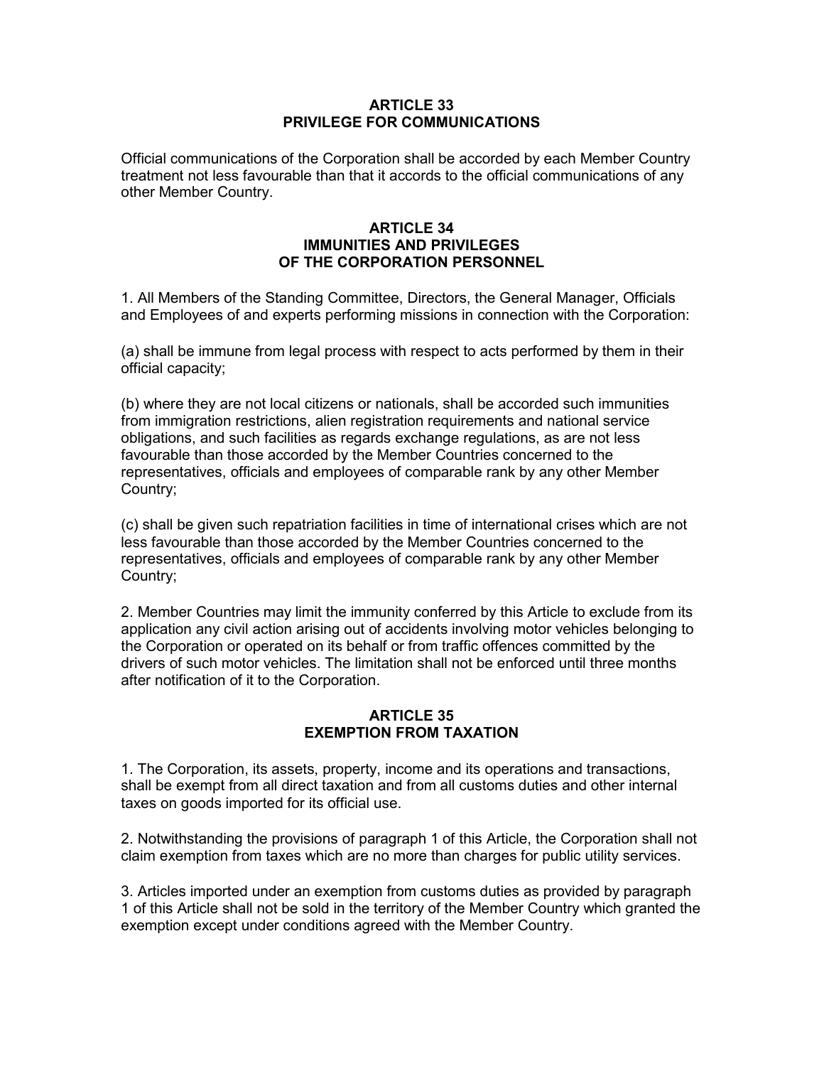## ARTICLE 33
## PRIVILEGE FOR COMMUNICATIONS

Official communications of the Corporation shall be accorded by each Member Country treatment not less favourable than that it accords to the official communications of any other Member Country.

## ARTICLE 34
## IMMUNITIES AND PRIVILEGES OF THE CORPORATION PERSONNEL

1. All Members of the Standing Committee, Directors, the General Manager, Officials and Employees of and experts performing missions in connection with the Corporation:

(a) shall be immune from legal process with respect to acts performed by them in their official capacity;

(b) where they are not local citizens or nationals, shall be accorded such immunities from immigration restrictions, alien registration requirements and national service obligations, and such facilities as regards exchange regulations, as are not less favourable than those accorded by the Member Countries concerned to the representatives, officials and employees of comparable rank by any other Member Country;

(c) shall be given such repatriation facilities in time of international crises which are not less favourable than those accorded by the Member Countries concerned to the representatives, officials and employees of comparable rank by any other Member Country;

2. Member Countries may limit the immunity conferred by this Article to exclude from its application any civil action arising out of accidents involving motor vehicles belonging to the Corporation or operated on its behalf or from traffic offences committed by the drivers of such motor vehicles. The limitation shall not be enforced until three months after notification of it to the Corporation.

## ARTICLE 35
## EXEMPTION FROM TAXATION

1. The Corporation, its assets, property, income and its operations and transactions, shall be exempt from all direct taxation and from all customs duties and other internal taxes on goods imported for its official use.

2. Notwithstanding the provisions of paragraph 1 of this Article, the Corporation shall not claim exemption from taxes which are no more than charges for public utility services.

3. Articles imported under an exemption from customs duties as provided by paragraph 1 of this Article shall not be sold in the territory of the Member Country which granted the exemption except under conditions agreed with the Member Country.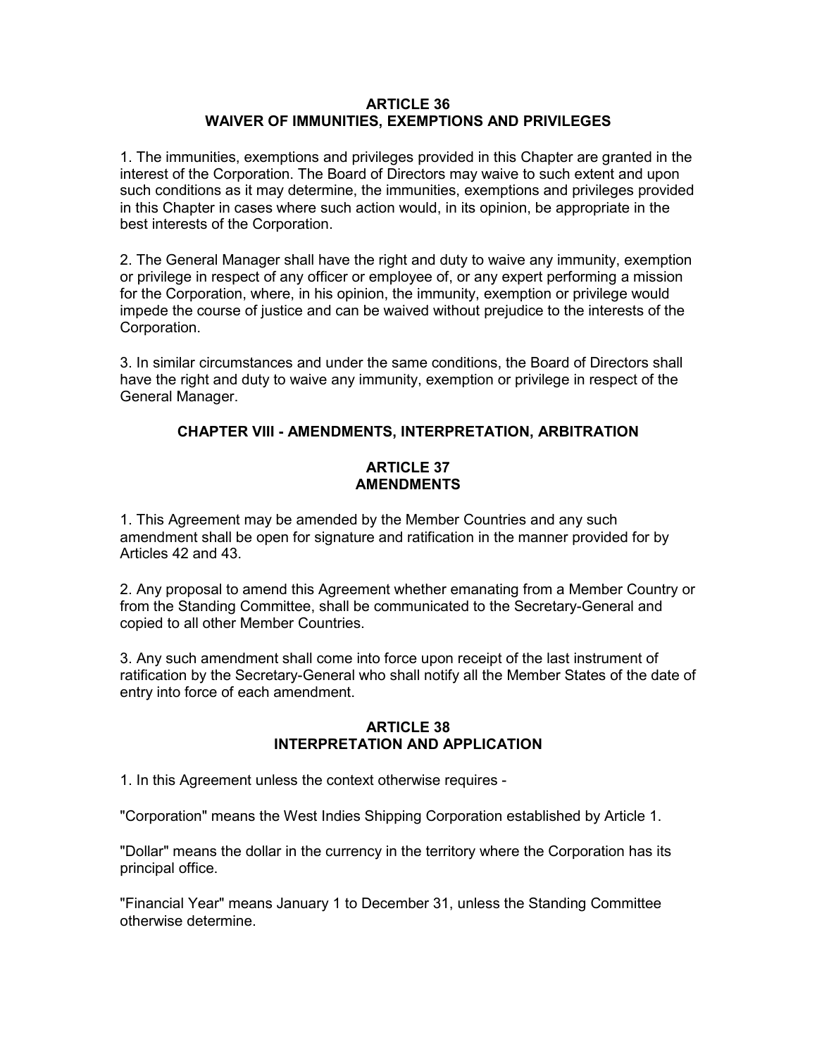### ARTICLE 36
### WAIVER OF IMMUNITIES, EXEMPTIONS AND PRIVILEGES

1. The immunities, exemptions and privileges provided in this Chapter are granted in the interest of the Corporation. The Board of Directors may waive to such extent and upon such conditions as it may determine, the immunities, exemptions and privileges provided in this Chapter in cases where such action would, in its opinion, be appropriate in the best interests of the Corporation.

2. The General Manager shall have the right and duty to waive any immunity, exemption or privilege in respect of any officer or employee of, or any expert performing a mission for the Corporation, where, in his opinion, the immunity, exemption or privilege would impede the course of justice and can be waived without prejudice to the interests of the Corporation.

3. In similar circumstances and under the same conditions, the Board of Directors shall have the right and duty to waive any immunity, exemption or privilege in respect of the General Manager.

## CHAPTER VIII - AMENDMENTS, INTERPRETATION, ARBITRATION

### ARTICLE 37
### AMENDMENTS

1. This Agreement may be amended by the Member Countries and any such amendment shall be open for signature and ratification in the manner provided for by Articles 42 and 43.

2. Any proposal to amend this Agreement whether emanating from a Member Country or from the Standing Committee, shall be communicated to the Secretary-General and copied to all other Member Countries.

3. Any such amendment shall come into force upon receipt of the last instrument of ratification by the Secretary-General who shall notify all the Member States of the date of entry into force of each amendment.

### ARTICLE 38
### INTERPRETATION AND APPLICATION

1. In this Agreement unless the context otherwise requires -

"Corporation" means the West Indies Shipping Corporation established by Article 1.

"Dollar" means the dollar in the currency in the territory where the Corporation has its principal office.

"Financial Year" means January 1 to December 31, unless the Standing Committee otherwise determine.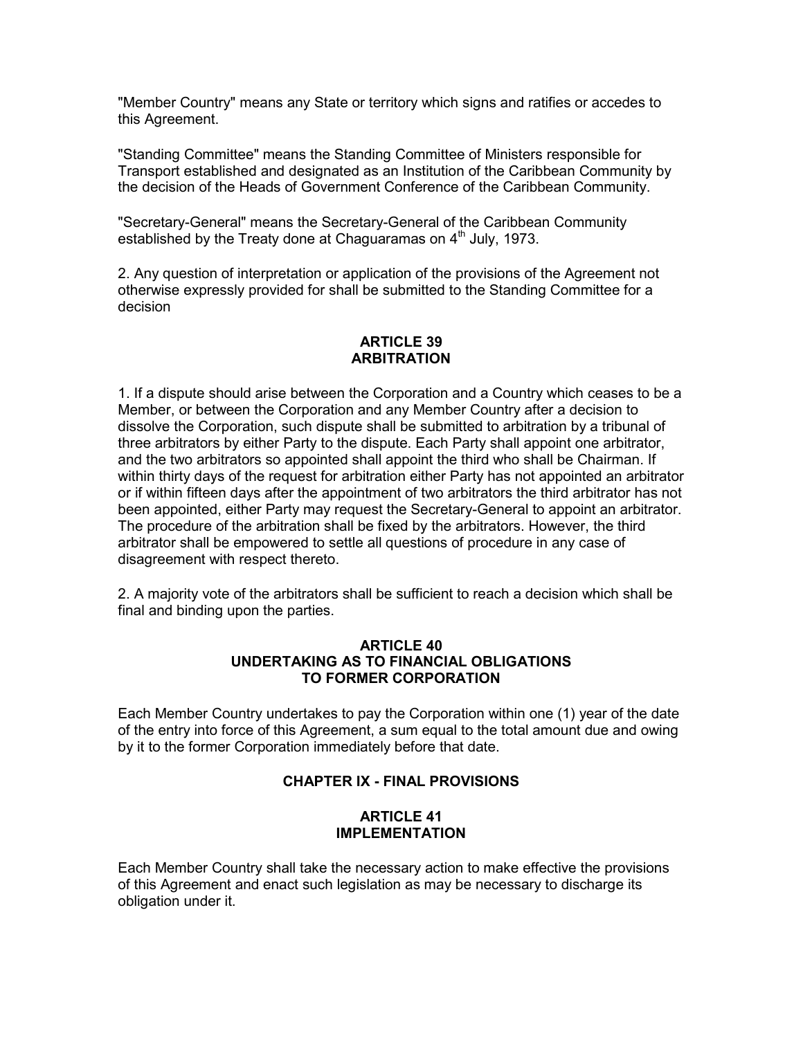"Member Country" means any State or territory which signs and ratifies or accedes to this Agreement.

"Standing Committee" means the Standing Committee of Ministers responsible for Transport established and designated as an Institution of the Caribbean Community by the decision of the Heads of Government Conference of the Caribbean Community.

"Secretary-General" means the Secretary-General of the Caribbean Community established by the Treaty done at Chaguaramas on 4th July, 1973.

2. Any question of interpretation or application of the provisions of the Agreement not otherwise expressly provided for shall be submitted to the Standing Committee for a decision

### ARTICLE 39
### ARBITRATION

1. If a dispute should arise between the Corporation and a Country which ceases to be a Member, or between the Corporation and any Member Country after a decision to dissolve the Corporation, such dispute shall be submitted to arbitration by a tribunal of three arbitrators by either Party to the dispute. Each Party shall appoint one arbitrator, and the two arbitrators so appointed shall appoint the third who shall be Chairman. If within thirty days of the request for arbitration either Party has not appointed an arbitrator or if within fifteen days after the appointment of two arbitrators the third arbitrator has not been appointed, either Party may request the Secretary-General to appoint an arbitrator. The procedure of the arbitration shall be fixed by the arbitrators. However, the third arbitrator shall be empowered to settle all questions of procedure in any case of disagreement with respect thereto.

2. A majority vote of the arbitrators shall be sufficient to reach a decision which shall be final and binding upon the parties.

### ARTICLE 40
### UNDERTAKING AS TO FINANCIAL OBLIGATIONS TO FORMER CORPORATION

Each Member Country undertakes to pay the Corporation within one (1) year of the date of the entry into force of this Agreement, a sum equal to the total amount due and owing by it to the former Corporation immediately before that date.

## CHAPTER IX - FINAL PROVISIONS

### ARTICLE 41
### IMPLEMENTATION

Each Member Country shall take the necessary action to make effective the provisions of this Agreement and enact such legislation as may be necessary to discharge its obligation under it.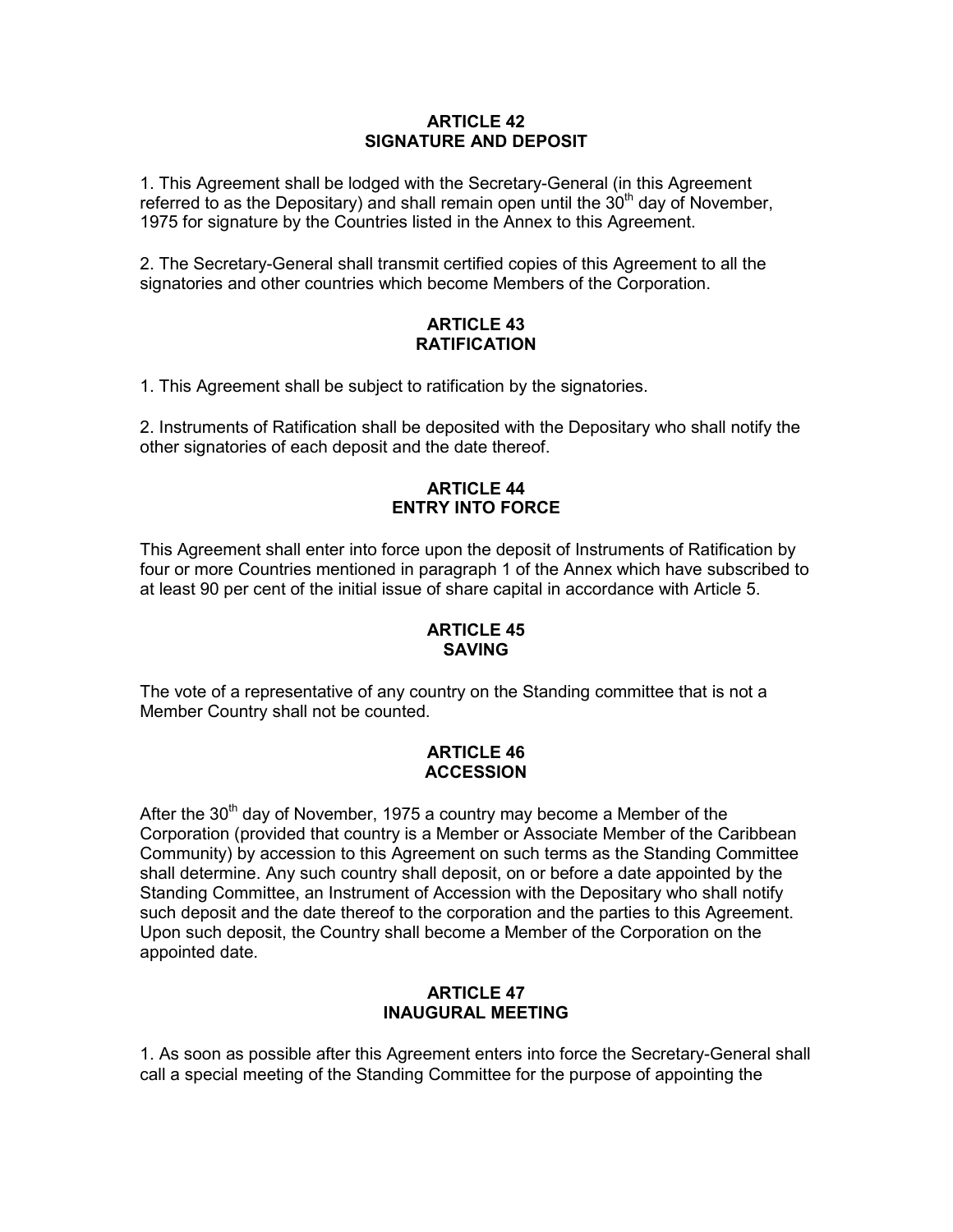**ARTICLE 42**
**SIGNATURE AND DEPOSIT**

1. This Agreement shall be lodged with the Secretary-General (in this Agreement referred to as the Depositary) and shall remain open until the 30th day of November, 1975 for signature by the Countries listed in the Annex to this Agreement.

2. The Secretary-General shall transmit certified copies of this Agreement to all the signatories and other countries which become Members of the Corporation.

**ARTICLE 43**
**RATIFICATION**

1. This Agreement shall be subject to ratification by the signatories.

2. Instruments of Ratification shall be deposited with the Depositary who shall notify the other signatories of each deposit and the date thereof.

**ARTICLE 44**
**ENTRY INTO FORCE**

This Agreement shall enter into force upon the deposit of Instruments of Ratification by four or more Countries mentioned in paragraph 1 of the Annex which have subscribed to at least 90 per cent of the initial issue of share capital in accordance with Article 5.

**ARTICLE 45**
**SAVING**

The vote of a representative of any country on the Standing committee that is not a Member Country shall not be counted.

**ARTICLE 46**
**ACCESSION**

After the 30th day of November, 1975 a country may become a Member of the Corporation (provided that country is a Member or Associate Member of the Caribbean Community) by accession to this Agreement on such terms as the Standing Committee shall determine. Any such country shall deposit, on or before a date appointed by the Standing Committee, an Instrument of Accession with the Depositary who shall notify such deposit and the date thereof to the corporation and the parties to this Agreement. Upon such deposit, the Country shall become a Member of the Corporation on the appointed date.

**ARTICLE 47**
**INAUGURAL MEETING**

1. As soon as possible after this Agreement enters into force the Secretary-General shall call a special meeting of the Standing Committee for the purpose of appointing the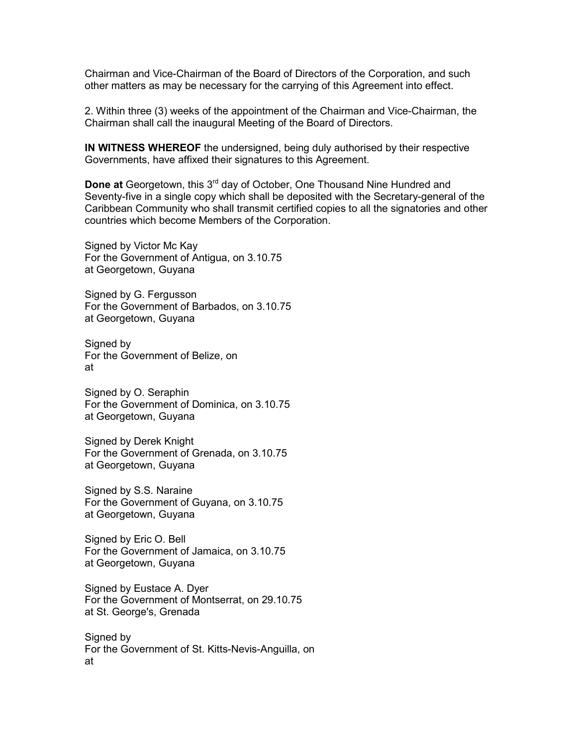Chairman and Vice-Chairman of the Board of Directors of the Corporation, and such other matters as may be necessary for the carrying of this Agreement into effect.

2. Within three (3) weeks of the appointment of the Chairman and Vice-Chairman, the Chairman shall call the inaugural Meeting of the Board of Directors.

**IN WITNESS WHEREOF** the undersigned, being duly authorised by their respective Governments, have affixed their signatures to this Agreement.

**Done at** Georgetown, this 3rd day of October, One Thousand Nine Hundred and Seventy-five in a single copy which shall be deposited with the Secretary-general of the Caribbean Community who shall transmit certified copies to all the signatories and other countries which become Members of the Corporation.

Signed by Victor Mc Kay
For the Government of Antigua, on 3.10.75
at Georgetown, Guyana

Signed by G. Fergusson
For the Government of Barbados, on 3.10.75
at Georgetown, Guyana

Signed by
For the Government of Belize, on
at

Signed by O. Seraphin
For the Government of Dominica, on 3.10.75
at Georgetown, Guyana

Signed by Derek Knight
For the Government of Grenada, on 3.10.75
at Georgetown, Guyana

Signed by S.S. Naraine
For the Government of Guyana, on 3.10.75
at Georgetown, Guyana

Signed by Eric O. Bell
For the Government of Jamaica, on 3.10.75
at Georgetown, Guyana

Signed by Eustace A. Dyer
For the Government of Montserrat, on 29.10.75
at St. George's, Grenada

Signed by
For the Government of St. Kitts-Nevis-Anguilla, on
at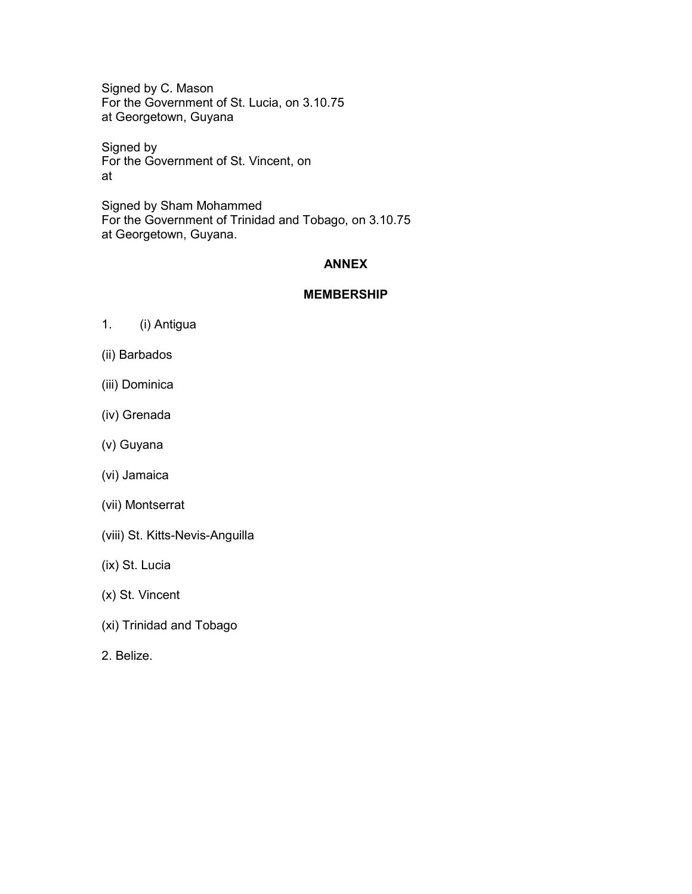Signed by C. Mason
For the Government of St. Lucia, on 3.10.75
at Georgetown, Guyana

Signed by
For the Government of St. Vincent, on
at

Signed by Sham Mohammed
For the Government of Trinidad and Tobago, on 3.10.75
at Georgetown, Guyana.

## ANNEX

## MEMBERSHIP

1. (i) Antigua

(ii) Barbados

(iii) Dominica

(iv) Grenada

(v) Guyana

(vi) Jamaica

(vii) Montserrat

(viii) St. Kitts-Nevis-Anguilla

(ix) St. Lucia

(x) St. Vincent

(xi) Trinidad and Tobago

2. Belize.